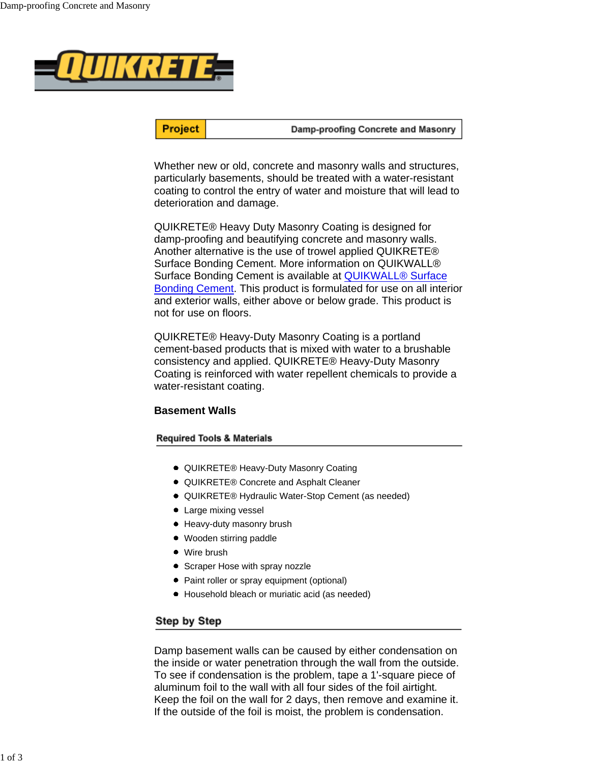**QUIKRETE®**

| Project | Damp-proofing Concrete and Masonry |
| --- | --- |

Whether new or old, concrete and masonry walls and structures, particularly basements, should be treated with a water-resistant coating to control the entry of water and moisture that will lead to deterioration and damage.

QUIKRETE® Heavy Duty Masonry Coating is designed for damp-proofing and beautifying concrete and masonry walls. Another alternative is the use of trowel applied QUIKRETE® Surface Bonding Cement. More information on QUIKWALL® Surface Bonding Cement is available at [QUIKWALL® Surface Bonding Cement](). This product is formulated for use on all interior and exterior walls, either above or below grade. This product is not for use on floors.

QUIKRETE® Heavy-Duty Masonry Coating is a portland cement-based products that is mixed with water to a brushable consistency and applied. QUIKRETE® Heavy-Duty Masonry Coating is reinforced with water repellent chemicals to provide a water-resistant coating.

### Basement Walls

#### Required Tools & Materials

- QUIKRETE® Heavy-Duty Masonry Coating
- QUIKRETE® Concrete and Asphalt Cleaner
- QUIKRETE® Hydraulic Water-Stop Cement (as needed)
- Large mixing vessel
- Heavy-duty masonry brush
- Wooden stirring paddle
- Wire brush
- Scraper Hose with spray nozzle
- Paint roller or spray equipment (optional)
- Household bleach or muriatic acid (as needed)

#### Step by Step

Damp basement walls can be caused by either condensation on the inside or water penetration through the wall from the outside. To see if condensation is the problem, tape a 1'-square piece of aluminum foil to the wall with all four sides of the foil airtight. Keep the foil on the wall for 2 days, then remove and examine it. If the outside of the foil is moist, the problem is condensation.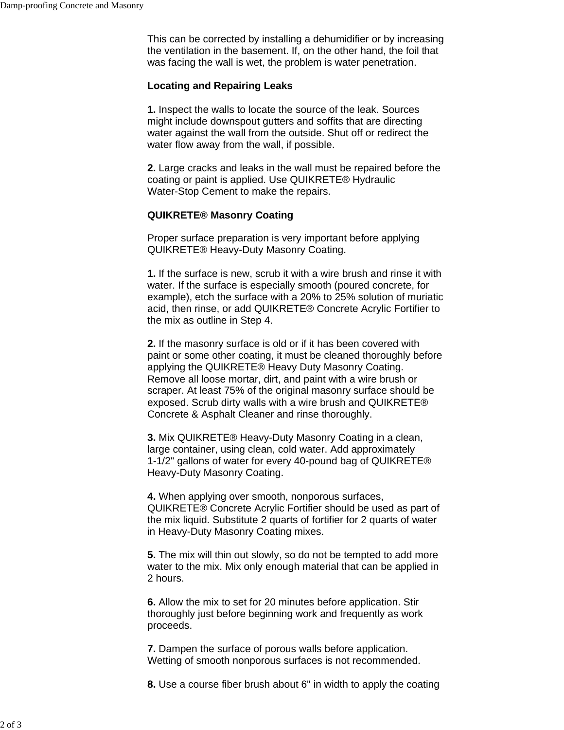This can be corrected by installing a dehumidifier or by increasing the ventilation in the basement. If, on the other hand, the foil that was facing the wall is wet, the problem is water penetration.

**Locating and Repairing Leaks**

**1.** Inspect the walls to locate the source of the leak. Sources might include downspout gutters and soffits that are directing water against the wall from the outside. Shut off or redirect the water flow away from the wall, if possible.

**2.** Large cracks and leaks in the wall must be repaired before the coating or paint is applied. Use QUIKRETE® Hydraulic Water-Stop Cement to make the repairs.

**QUIKRETE® Masonry Coating**

Proper surface preparation is very important before applying QUIKRETE® Heavy-Duty Masonry Coating.

**1.** If the surface is new, scrub it with a wire brush and rinse it with water. If the surface is especially smooth (poured concrete, for example), etch the surface with a 20% to 25% solution of muriatic acid, then rinse, or add QUIKRETE® Concrete Acrylic Fortifier to the mix as outline in Step 4.

**2.** If the masonry surface is old or if it has been covered with paint or some other coating, it must be cleaned thoroughly before applying the QUIKRETE® Heavy Duty Masonry Coating. Remove all loose mortar, dirt, and paint with a wire brush or scraper. At least 75% of the original masonry surface should be exposed. Scrub dirty walls with a wire brush and QUIKRETE® Concrete & Asphalt Cleaner and rinse thoroughly.

**3.** Mix QUIKRETE® Heavy-Duty Masonry Coating in a clean, large container, using clean, cold water. Add approximately 1-1/2" gallons of water for every 40-pound bag of QUIKRETE® Heavy-Duty Masonry Coating.

**4.** When applying over smooth, nonporous surfaces, QUIKRETE® Concrete Acrylic Fortifier should be used as part of the mix liquid. Substitute 2 quarts of fortifier for 2 quarts of water in Heavy-Duty Masonry Coating mixes.

**5.** The mix will thin out slowly, so do not be tempted to add more water to the mix. Mix only enough material that can be applied in 2 hours.

**6.** Allow the mix to set for 20 minutes before application. Stir thoroughly just before beginning work and frequently as work proceeds.

**7.** Dampen the surface of porous walls before application. Wetting of smooth nonporous surfaces is not recommended.

**8.** Use a course fiber brush about 6" in width to apply the coating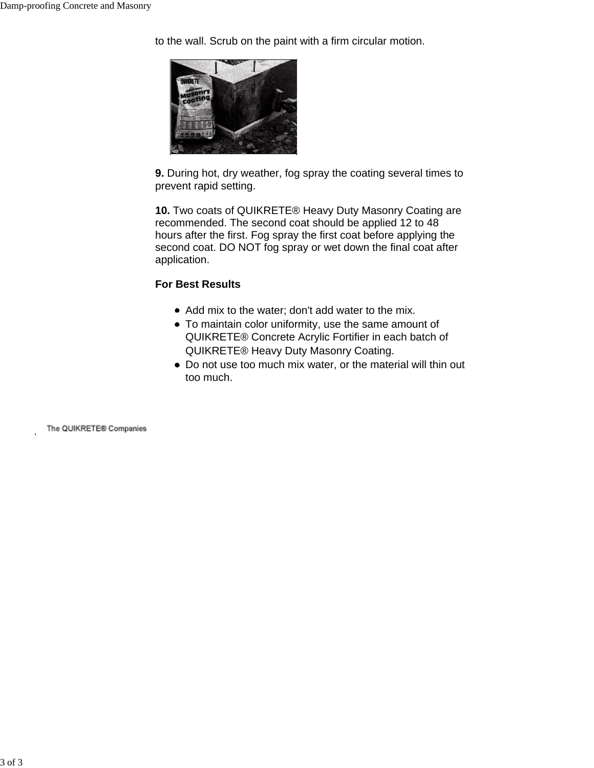to the wall. Scrub on the paint with a firm circular motion.

**9.** During hot, dry weather, fog spray the coating several times to prevent rapid setting.

**10.** Two coats of QUIKRETE® Heavy Duty Masonry Coating are recommended. The second coat should be applied 12 to 48 hours after the first. Fog spray the first coat before applying the second coat. DO NOT fog spray or wet down the final coat after application.

**For Best Results**

- Add mix to the water; don't add water to the mix.
- To maintain color uniformity, use the same amount of QUIKRETE® Concrete Acrylic Fortifier in each batch of QUIKRETE® Heavy Duty Masonry Coating.
- Do not use too much mix water, or the material will thin out too much.

The QUIKRETE® Companies